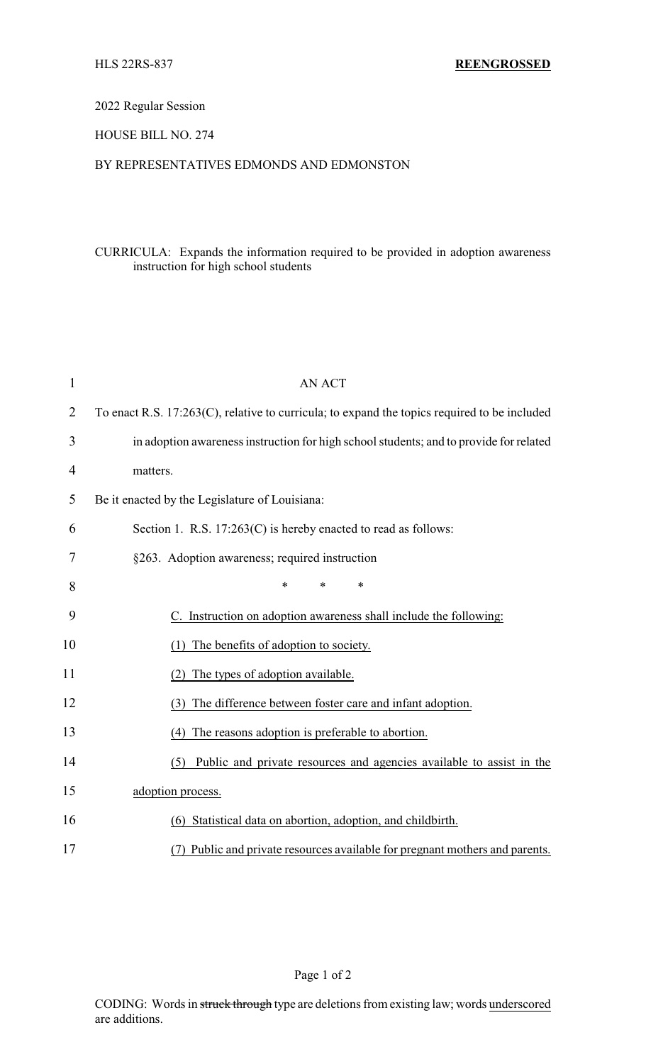HLS 22RS-837 **REENGROSSED**

2022 Regular Session

HOUSE BILL NO. 274

BY REPRESENTATIVES EDMONDS AND EDMONSTON

CURRICULA: Expands the information required to be provided in adoption awareness instruction for high school students

AN ACT

To enact R.S. 17:263(C), relative to curricula; to expand the topics required to be included in adoption awareness instruction for high school students; and to provide for related matters.

Be it enacted by the Legislature of Louisiana:

Section 1. R.S. 17:263(C) is hereby enacted to read as follows:

§263. Adoption awareness; required instruction

\* \* \*

<u>C. Instruction on adoption awareness shall include the following:</u>

<u>(1) The benefits of adoption to society.</u>

<u>(2) The types of adoption available.</u>

<u>(3) The difference between foster care and infant adoption.</u>

<u>(4) The reasons adoption is preferable to abortion.</u>

<u>(5) Public and private resources and agencies available to assist in the adoption process.</u>

<u>(6) Statistical data on abortion, adoption, and childbirth.</u>

<u>(7) Public and private resources available for pregnant mothers and parents.</u>

CODING: Words in ~~struck through~~ type are deletions from existing law; words <u>underscored</u> are additions.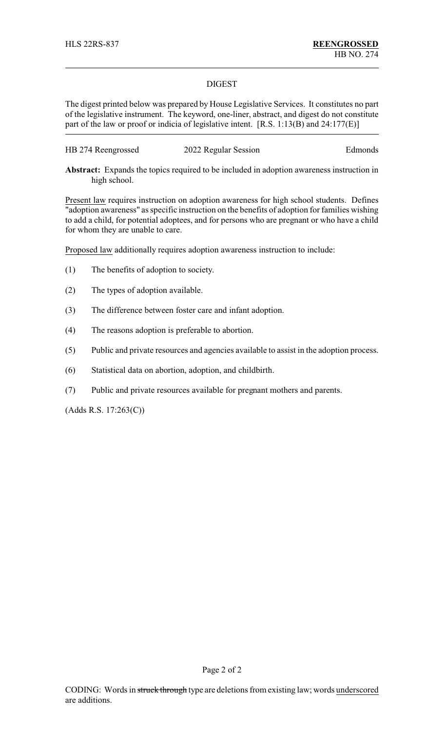HLS 22RS-837 **REENGROSSED**
HB NO. 274

## DIGEST

The digest printed below was prepared by House Legislative Services. It constitutes no part of the legislative instrument. The keyword, one-liner, abstract, and digest do not constitute part of the law or proof or indicia of legislative intent. [R.S. 1:13(B) and 24:177(E)]

HB 274 Reengrossed 2022 Regular Session Edmonds

**Abstract:** Expands the topics required to be included in adoption awareness instruction in high school.

<u>Present law</u> requires instruction on adoption awareness for high school students. Defines "adoption awareness" as specific instruction on the benefits of adoption for families wishing to add a child, for potential adoptees, and for persons who are pregnant or who have a child for whom they are unable to care.

<u>Proposed law</u> additionally requires adoption awareness instruction to include:

(1) The benefits of adoption to society.

(2) The types of adoption available.

(3) The difference between foster care and infant adoption.

(4) The reasons adoption is preferable to abortion.

(5) Public and private resources and agencies available to assist in the adoption process.

(6) Statistical data on abortion, adoption, and childbirth.

(7) Public and private resources available for pregnant mothers and parents.

(Adds R.S. 17:263(C))

CODING: Words in ~~struck through~~ type are deletions from existing law; words <u>underscored</u> are additions.